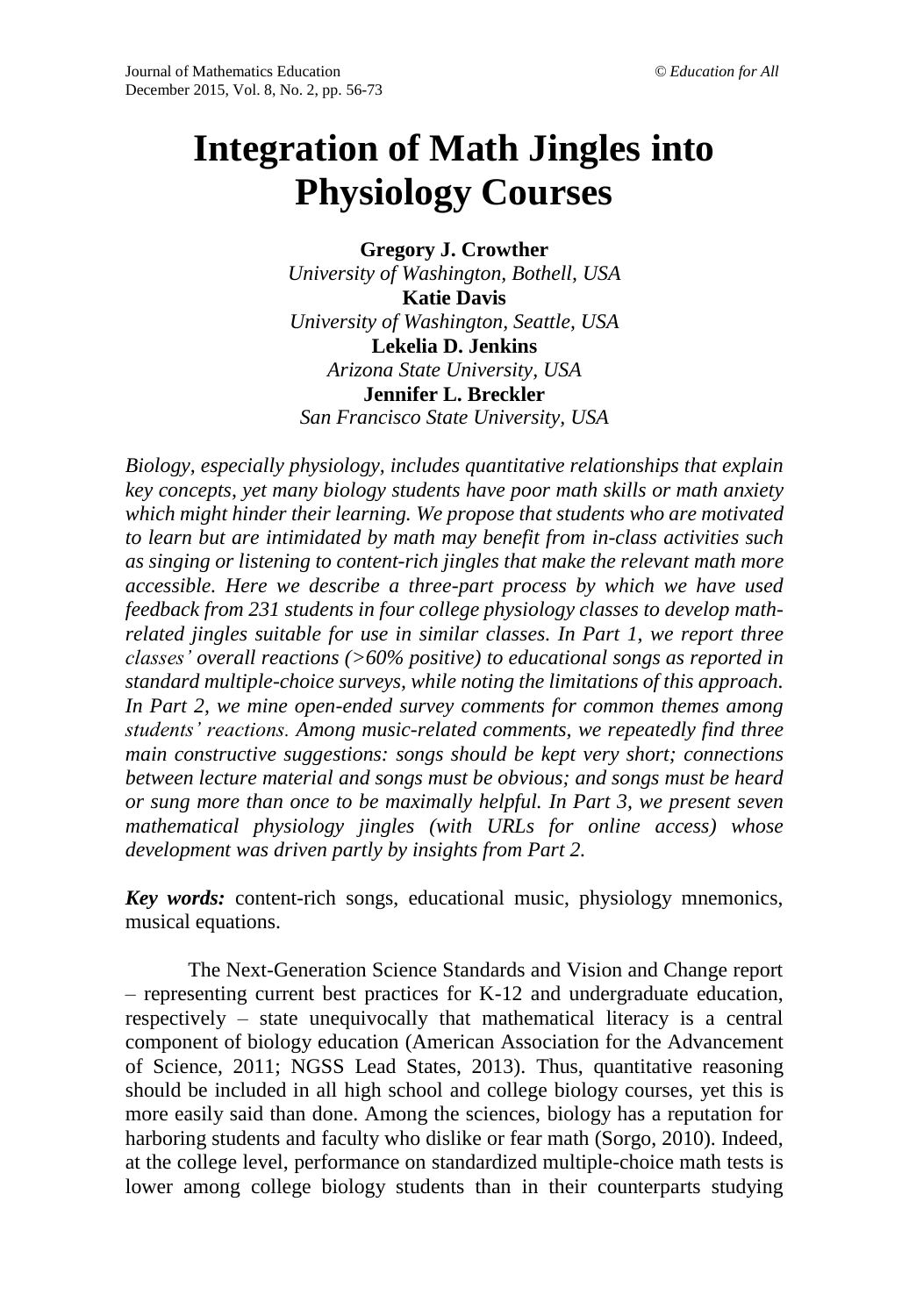# Integration of Math Jingles into Physiology Courses

**Gregory J. Crowther**
*University of Washington, Bothell, USA*
**Katie Davis**
*University of Washington, Seattle, USA*
**Lekelia D. Jenkins**
*Arizona State University, USA*
**Jennifer L. Breckler**
*San Francisco State University, USA*

*Biology, especially physiology, includes quantitative relationships that explain key concepts, yet many biology students have poor math skills or math anxiety which might hinder their learning. We propose that students who are motivated to learn but are intimidated by math may benefit from in-class activities such as singing or listening to content-rich jingles that make the relevant math more accessible. Here we describe a three-part process by which we have used feedback from 231 students in four college physiology classes to develop math-related jingles suitable for use in similar classes. In Part 1, we report three classes' overall reactions (>60% positive) to educational songs as reported in standard multiple-choice surveys, while noting the limitations of this approach. In Part 2, we mine open-ended survey comments for common themes among students' reactions. Among music-related comments, we repeatedly find three main constructive suggestions: songs should be kept very short; connections between lecture material and songs must be obvious; and songs must be heard or sung more than once to be maximally helpful. In Part 3, we present seven mathematical physiology jingles (with URLs for online access) whose development was driven partly by insights from Part 2.*

***Key words:*** content-rich songs, educational music, physiology mnemonics, musical equations.

The Next-Generation Science Standards and Vision and Change report – representing current best practices for K-12 and undergraduate education, respectively – state unequivocally that mathematical literacy is a central component of biology education (American Association for the Advancement of Science, 2011; NGSS Lead States, 2013). Thus, quantitative reasoning should be included in all high school and college biology courses, yet this is more easily said than done. Among the sciences, biology has a reputation for harboring students and faculty who dislike or fear math (Sorgo, 2010). Indeed, at the college level, performance on standardized multiple-choice math tests is lower among college biology students than in their counterparts studying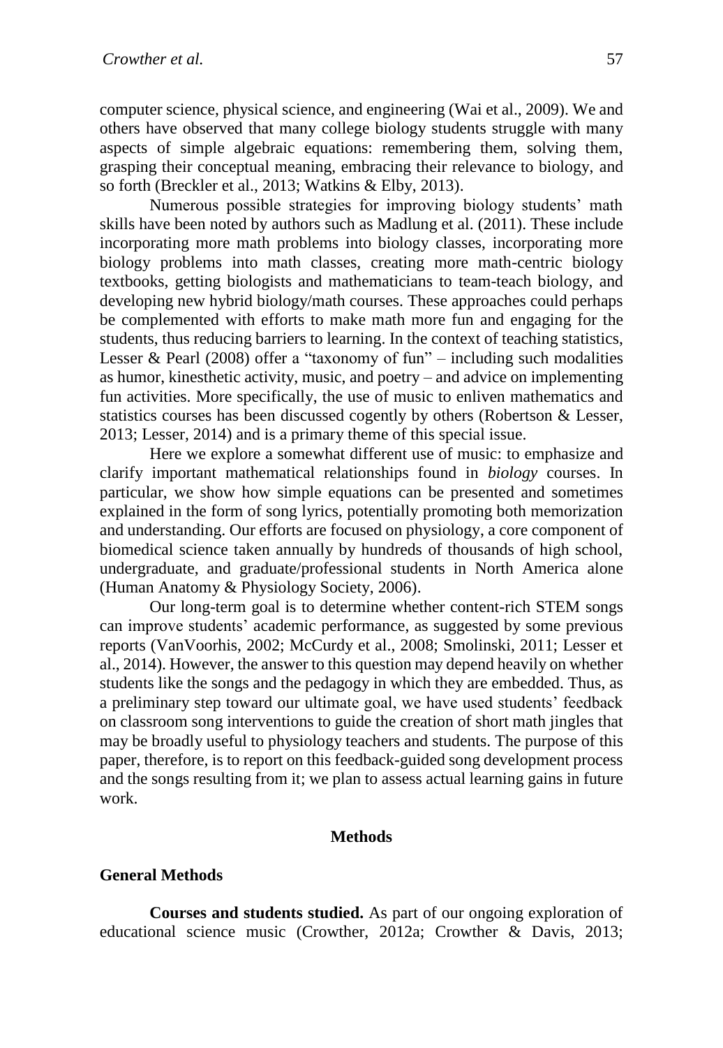computer science, physical science, and engineering (Wai et al., 2009). We and others have observed that many college biology students struggle with many aspects of simple algebraic equations: remembering them, solving them, grasping their conceptual meaning, embracing their relevance to biology, and so forth (Breckler et al., 2013; Watkins & Elby, 2013).

Numerous possible strategies for improving biology students' math skills have been noted by authors such as Madlung et al. (2011). These include incorporating more math problems into biology classes, incorporating more biology problems into math classes, creating more math-centric biology textbooks, getting biologists and mathematicians to team-teach biology, and developing new hybrid biology/math courses. These approaches could perhaps be complemented with efforts to make math more fun and engaging for the students, thus reducing barriers to learning. In the context of teaching statistics, Lesser & Pearl (2008) offer a "taxonomy of fun" – including such modalities as humor, kinesthetic activity, music, and poetry – and advice on implementing fun activities. More specifically, the use of music to enliven mathematics and statistics courses has been discussed cogently by others (Robertson & Lesser, 2013; Lesser, 2014) and is a primary theme of this special issue.

Here we explore a somewhat different use of music: to emphasize and clarify important mathematical relationships found in *biology* courses. In particular, we show how simple equations can be presented and sometimes explained in the form of song lyrics, potentially promoting both memorization and understanding. Our efforts are focused on physiology, a core component of biomedical science taken annually by hundreds of thousands of high school, undergraduate, and graduate/professional students in North America alone (Human Anatomy & Physiology Society, 2006).

Our long-term goal is to determine whether content-rich STEM songs can improve students' academic performance, as suggested by some previous reports (VanVoorhis, 2002; McCurdy et al., 2008; Smolinski, 2011; Lesser et al., 2014). However, the answer to this question may depend heavily on whether students like the songs and the pedagogy in which they are embedded. Thus, as a preliminary step toward our ultimate goal, we have used students' feedback on classroom song interventions to guide the creation of short math jingles that may be broadly useful to physiology teachers and students. The purpose of this paper, therefore, is to report on this feedback-guided song development process and the songs resulting from it; we plan to assess actual learning gains in future work.

## Methods

### General Methods

**Courses and students studied.** As part of our ongoing exploration of educational science music (Crowther, 2012a; Crowther & Davis, 2013;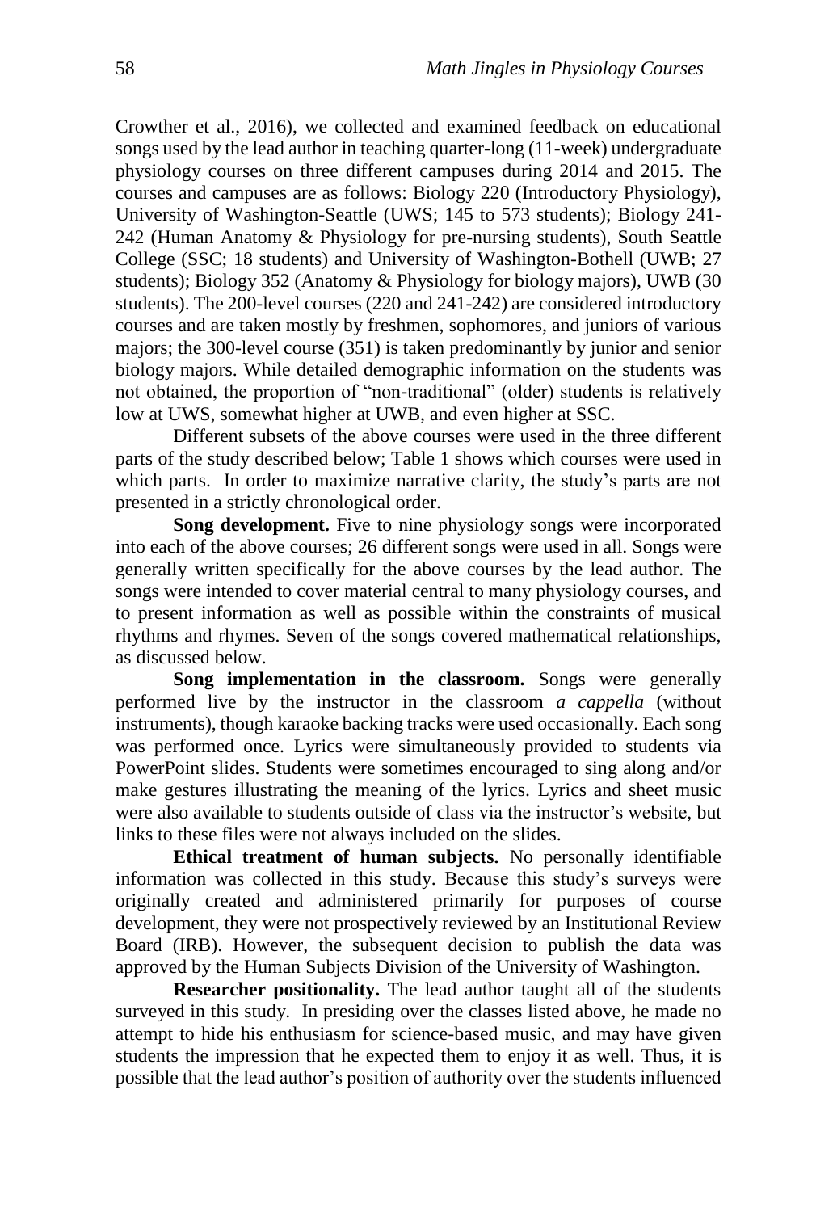Crowther et al., 2016), we collected and examined feedback on educational songs used by the lead author in teaching quarter-long (11-week) undergraduate physiology courses on three different campuses during 2014 and 2015. The courses and campuses are as follows: Biology 220 (Introductory Physiology), University of Washington-Seattle (UWS; 145 to 573 students); Biology 241-242 (Human Anatomy & Physiology for pre-nursing students), South Seattle College (SSC; 18 students) and University of Washington-Bothell (UWB; 27 students); Biology 352 (Anatomy & Physiology for biology majors), UWB (30 students). The 200-level courses (220 and 241-242) are considered introductory courses and are taken mostly by freshmen, sophomores, and juniors of various majors; the 300-level course (351) is taken predominantly by junior and senior biology majors. While detailed demographic information on the students was not obtained, the proportion of "non-traditional" (older) students is relatively low at UWS, somewhat higher at UWB, and even higher at SSC.

Different subsets of the above courses were used in the three different parts of the study described below; Table 1 shows which courses were used in which parts. In order to maximize narrative clarity, the study's parts are not presented in a strictly chronological order.

**Song development.** Five to nine physiology songs were incorporated into each of the above courses; 26 different songs were used in all. Songs were generally written specifically for the above courses by the lead author. The songs were intended to cover material central to many physiology courses, and to present information as well as possible within the constraints of musical rhythms and rhymes. Seven of the songs covered mathematical relationships, as discussed below.

**Song implementation in the classroom.** Songs were generally performed live by the instructor in the classroom *a cappella* (without instruments), though karaoke backing tracks were used occasionally. Each song was performed once. Lyrics were simultaneously provided to students via PowerPoint slides. Students were sometimes encouraged to sing along and/or make gestures illustrating the meaning of the lyrics. Lyrics and sheet music were also available to students outside of class via the instructor's website, but links to these files were not always included on the slides.

**Ethical treatment of human subjects.** No personally identifiable information was collected in this study. Because this study's surveys were originally created and administered primarily for purposes of course development, they were not prospectively reviewed by an Institutional Review Board (IRB). However, the subsequent decision to publish the data was approved by the Human Subjects Division of the University of Washington.

**Researcher positionality.** The lead author taught all of the students surveyed in this study. In presiding over the classes listed above, he made no attempt to hide his enthusiasm for science-based music, and may have given students the impression that he expected them to enjoy it as well. Thus, it is possible that the lead author's position of authority over the students influenced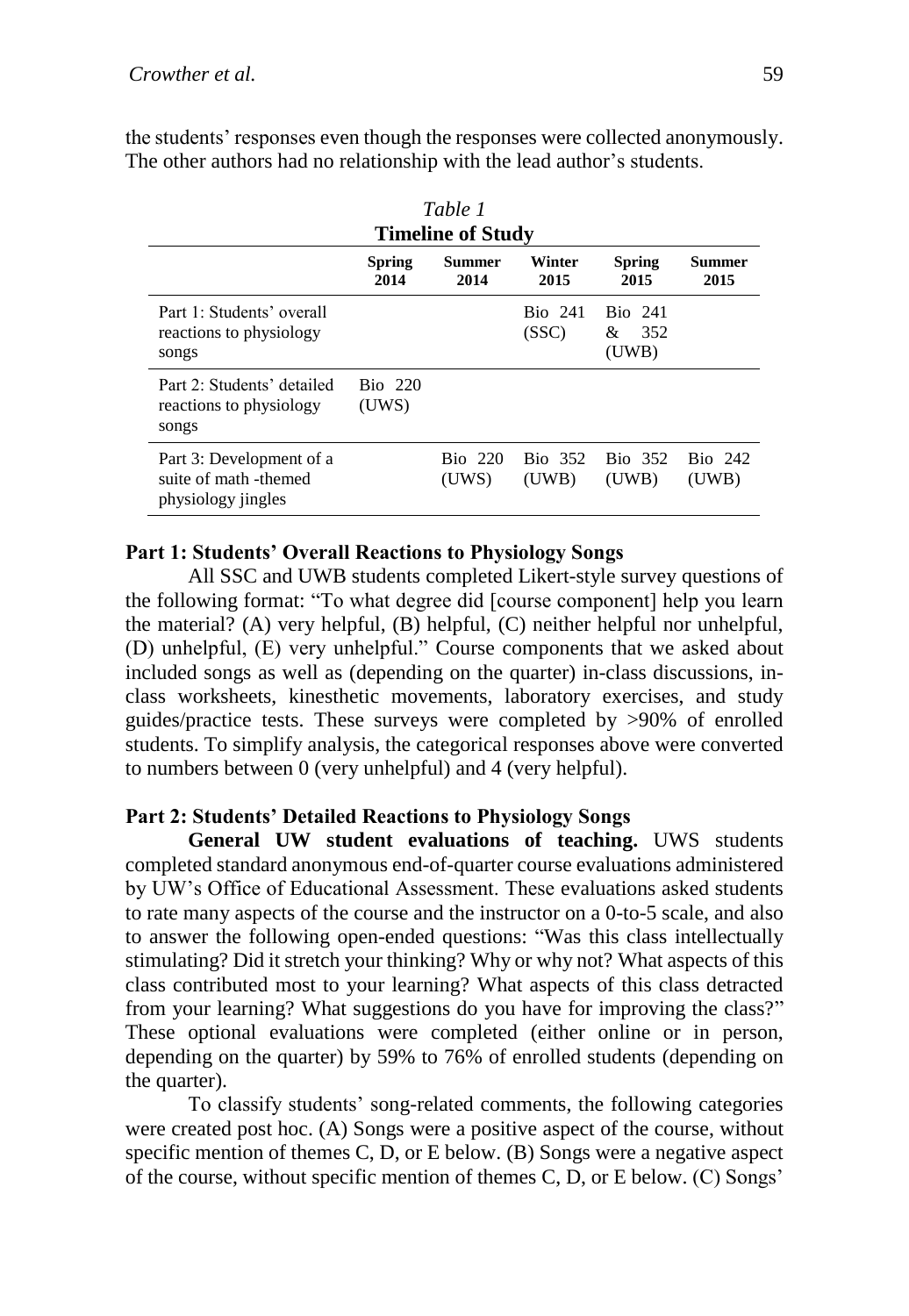the students' responses even though the responses were collected anonymously. The other authors had no relationship with the lead author's students.

*Table 1*
**Timeline of Study**

| | Spring 2014 | Summer 2014 | Winter 2015 | Spring 2015 | Summer 2015 |
|---|---|---|---|---|---|
| Part 1: Students' overall reactions to physiology songs | | | Bio 241 (SSC) | Bio 241 & 352 (UWB) | |
| Part 2: Students' detailed reactions to physiology songs | Bio 220 (UWS) | | | | |
| Part 3: Development of a suite of math -themed physiology jingles | | Bio 220 (UWS) | Bio 352 (UWB) | Bio 352 (UWB) | Bio 242 (UWB) |

### Part 1: Students' Overall Reactions to Physiology Songs

All SSC and UWB students completed Likert-style survey questions of the following format: "To what degree did [course component] help you learn the material? (A) very helpful, (B) helpful, (C) neither helpful nor unhelpful, (D) unhelpful, (E) very unhelpful." Course components that we asked about included songs as well as (depending on the quarter) in-class discussions, in-class worksheets, kinesthetic movements, laboratory exercises, and study guides/practice tests. These surveys were completed by >90% of enrolled students. To simplify analysis, the categorical responses above were converted to numbers between 0 (very unhelpful) and 4 (very helpful).

### Part 2: Students' Detailed Reactions to Physiology Songs

**General UW student evaluations of teaching.** UWS students completed standard anonymous end-of-quarter course evaluations administered by UW's Office of Educational Assessment. These evaluations asked students to rate many aspects of the course and the instructor on a 0-to-5 scale, and also to answer the following open-ended questions: "Was this class intellectually stimulating? Did it stretch your thinking? Why or why not? What aspects of this class contributed most to your learning? What aspects of this class detracted from your learning? What suggestions do you have for improving the class?" These optional evaluations were completed (either online or in person, depending on the quarter) by 59% to 76% of enrolled students (depending on the quarter).

To classify students' song-related comments, the following categories were created post hoc. (A) Songs were a positive aspect of the course, without specific mention of themes C, D, or E below. (B) Songs were a negative aspect of the course, without specific mention of themes C, D, or E below. (C) Songs'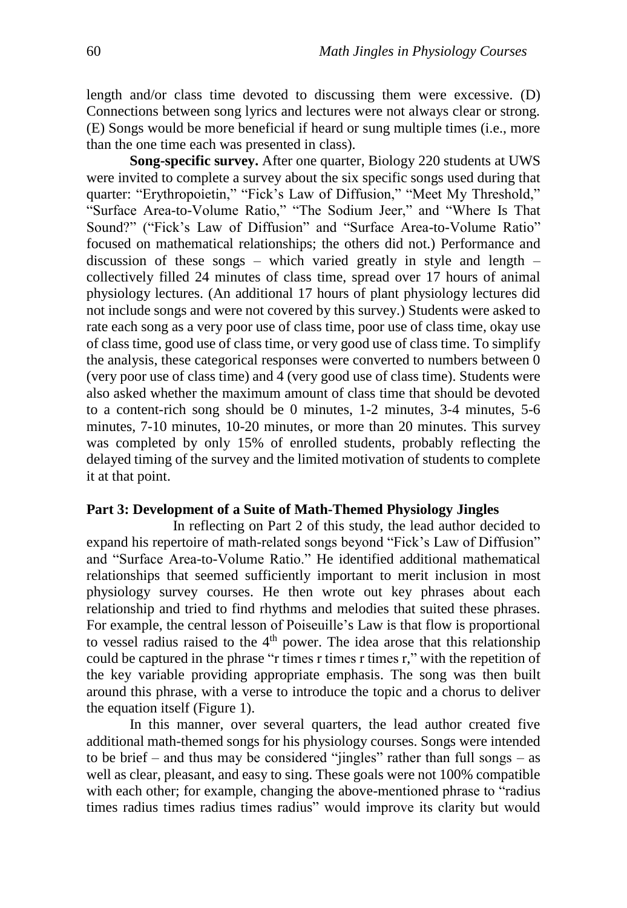length and/or class time devoted to discussing them were excessive. (D) Connections between song lyrics and lectures were not always clear or strong. (E) Songs would be more beneficial if heard or sung multiple times (i.e., more than the one time each was presented in class).

**Song-specific survey.** After one quarter, Biology 220 students at UWS were invited to complete a survey about the six specific songs used during that quarter: "Erythropoietin," "Fick's Law of Diffusion," "Meet My Threshold," "Surface Area-to-Volume Ratio," "The Sodium Jeer," and "Where Is That Sound?" ("Fick's Law of Diffusion" and "Surface Area-to-Volume Ratio" focused on mathematical relationships; the others did not.) Performance and discussion of these songs – which varied greatly in style and length – collectively filled 24 minutes of class time, spread over 17 hours of animal physiology lectures. (An additional 17 hours of plant physiology lectures did not include songs and were not covered by this survey.) Students were asked to rate each song as a very poor use of class time, poor use of class time, okay use of class time, good use of class time, or very good use of class time. To simplify the analysis, these categorical responses were converted to numbers between 0 (very poor use of class time) and 4 (very good use of class time). Students were also asked whether the maximum amount of class time that should be devoted to a content-rich song should be 0 minutes, 1-2 minutes, 3-4 minutes, 5-6 minutes, 7-10 minutes, 10-20 minutes, or more than 20 minutes. This survey was completed by only 15% of enrolled students, probably reflecting the delayed timing of the survey and the limited motivation of students to complete it at that point.

### Part 3: Development of a Suite of Math-Themed Physiology Jingles

In reflecting on Part 2 of this study, the lead author decided to expand his repertoire of math-related songs beyond "Fick's Law of Diffusion" and "Surface Area-to-Volume Ratio." He identified additional mathematical relationships that seemed sufficiently important to merit inclusion in most physiology survey courses. He then wrote out key phrases about each relationship and tried to find rhythms and melodies that suited these phrases. For example, the central lesson of Poiseuille's Law is that flow is proportional to vessel radius raised to the $4^{th}$ power. The idea arose that this relationship could be captured in the phrase "r times r times r times r," with the repetition of the key variable providing appropriate emphasis. The song was then built around this phrase, with a verse to introduce the topic and a chorus to deliver the equation itself (Figure 1).

In this manner, over several quarters, the lead author created five additional math-themed songs for his physiology courses. Songs were intended to be brief – and thus may be considered "jingles" rather than full songs – as well as clear, pleasant, and easy to sing. These goals were not 100% compatible with each other; for example, changing the above-mentioned phrase to "radius times radius times radius times radius" would improve its clarity but would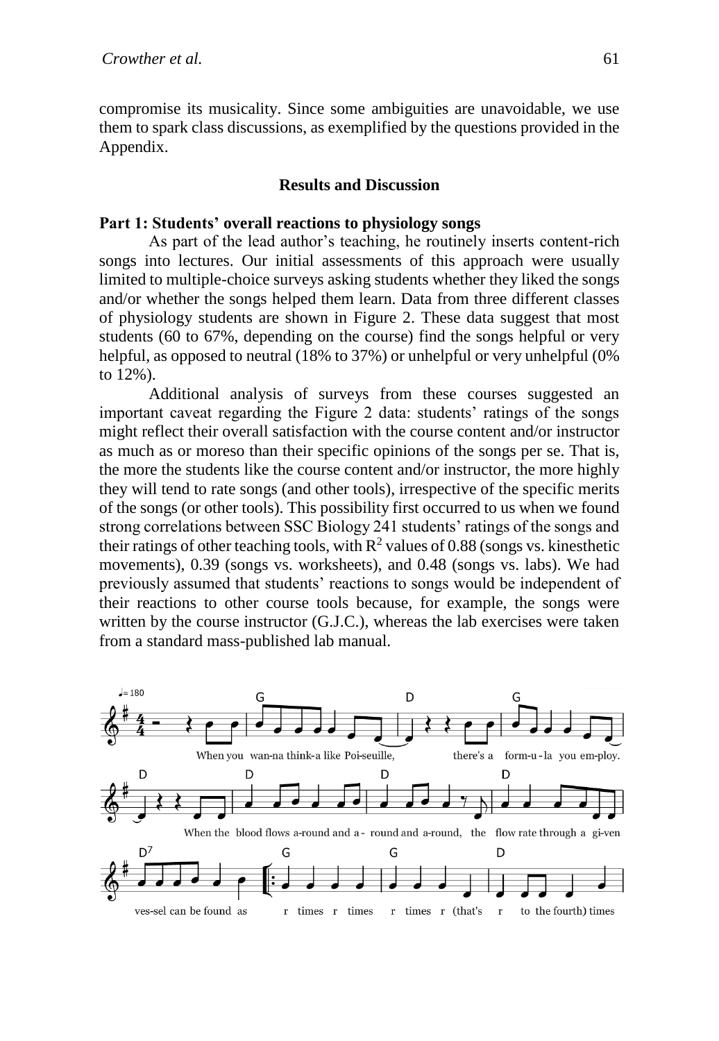compromise its musicality. Since some ambiguities are unavoidable, we use them to spark class discussions, as exemplified by the questions provided in the Appendix.

## Results and Discussion

### Part 1: Students' overall reactions to physiology songs

As part of the lead author's teaching, he routinely inserts content-rich songs into lectures. Our initial assessments of this approach were usually limited to multiple-choice surveys asking students whether they liked the songs and/or whether the songs helped them learn. Data from three different classes of physiology students are shown in Figure 2. These data suggest that most students (60 to 67%, depending on the course) find the songs helpful or very helpful, as opposed to neutral (18% to 37%) or unhelpful or very unhelpful (0% to 12%).

Additional analysis of surveys from these courses suggested an important caveat regarding the Figure 2 data: students' ratings of the songs might reflect their overall satisfaction with the course content and/or instructor as much as or moreso than their specific opinions of the songs per se. That is, the more the students like the course content and/or instructor, the more highly they will tend to rate songs (and other tools), irrespective of the specific merits of the songs (or other tools). This possibility first occurred to us when we found strong correlations between SSC Biology 241 students' ratings of the songs and their ratings of other teaching tools, with $R^2$ values of 0.88 (songs vs. kinesthetic movements), 0.39 (songs vs. worksheets), and 0.48 (songs vs. labs). We had previously assumed that students' reactions to songs would be independent of their reactions to other course tools because, for example, the songs were written by the course instructor (G.J.C.), whereas the lab exercises were taken from a standard mass-published lab manual.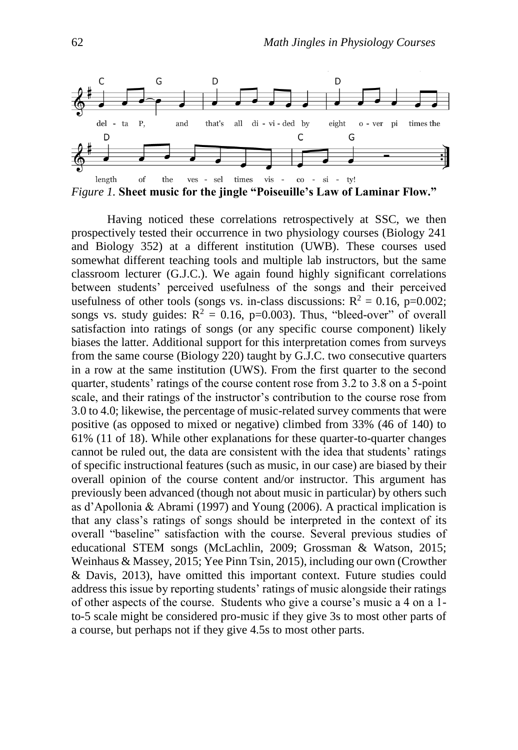*Figure 1.* **Sheet music for the jingle "Poiseuille's Law of Laminar Flow."**

Having noticed these correlations retrospectively at SSC, we then prospectively tested their occurrence in two physiology courses (Biology 241 and Biology 352) at a different institution (UWB). These courses used somewhat different teaching tools and multiple lab instructors, but the same classroom lecturer (G.J.C.). We again found highly significant correlations between students' perceived usefulness of the songs and their perceived usefulness of other tools (songs vs. in-class discussions: $R^2 = 0.16$, $p=0.002$; songs vs. study guides: $R^2 = 0.16$, $p=0.003$). Thus, "bleed-over" of overall satisfaction into ratings of songs (or any specific course component) likely biases the latter. Additional support for this interpretation comes from surveys from the same course (Biology 220) taught by G.J.C. two consecutive quarters in a row at the same institution (UWS). From the first quarter to the second quarter, students' ratings of the course content rose from 3.2 to 3.8 on a 5-point scale, and their ratings of the instructor's contribution to the course rose from 3.0 to 4.0; likewise, the percentage of music-related survey comments that were positive (as opposed to mixed or negative) climbed from 33% (46 of 140) to 61% (11 of 18). While other explanations for these quarter-to-quarter changes cannot be ruled out, the data are consistent with the idea that students' ratings of specific instructional features (such as music, in our case) are biased by their overall opinion of the course content and/or instructor. This argument has previously been advanced (though not about music in particular) by others such as d'Apollonia & Abrami (1997) and Young (2006). A practical implication is that any class's ratings of songs should be interpreted in the context of its overall "baseline" satisfaction with the course. Several previous studies of educational STEM songs (McLachlin, 2009; Grossman & Watson, 2015; Weinhaus & Massey, 2015; Yee Pinn Tsin, 2015), including our own (Crowther & Davis, 2013), have omitted this important context. Future studies could address this issue by reporting students' ratings of music alongside their ratings of other aspects of the course. Students who give a course's music a 4 on a 1-to-5 scale might be considered pro-music if they give 3s to most other parts of a course, but perhaps not if they give 4.5s to most other parts.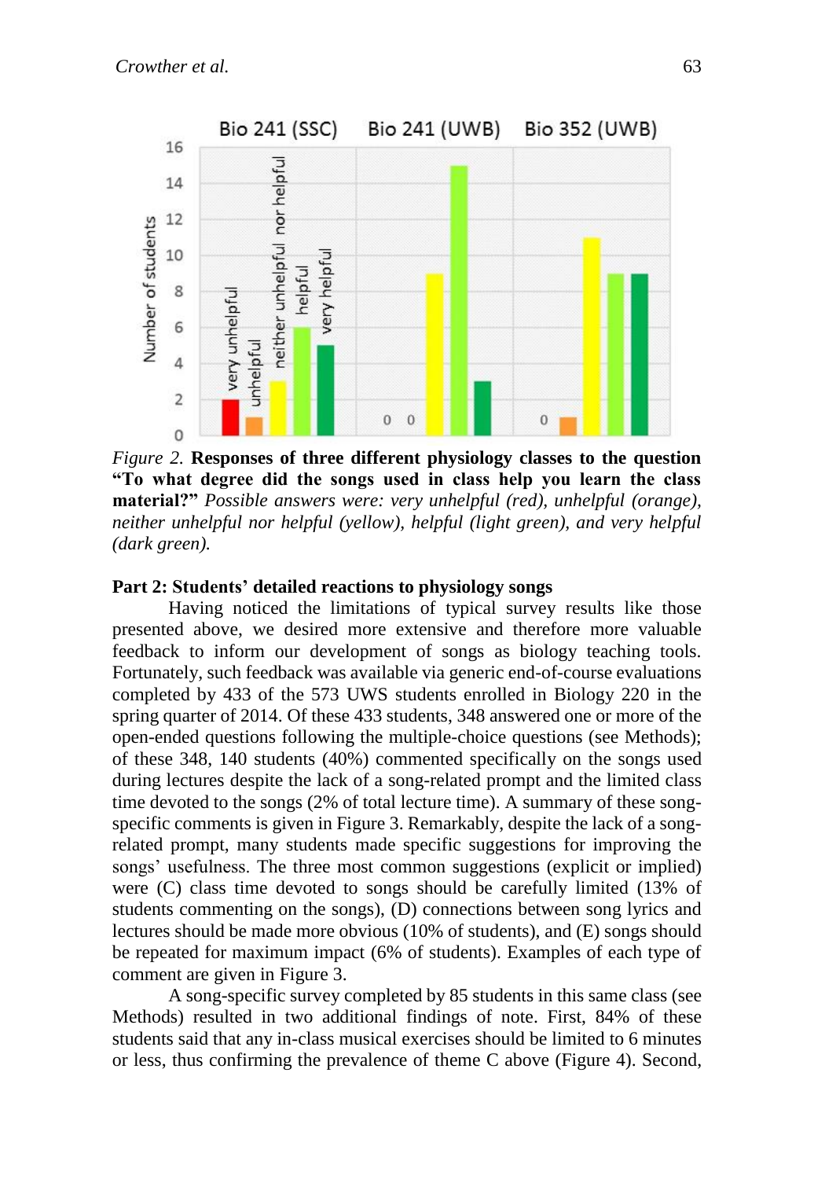*Figure 2.* **Responses of three different physiology classes to the question "To what degree did the songs used in class help you learn the class material?"** *Possible answers were: very unhelpful (red), unhelpful (orange), neither unhelpful nor helpful (yellow), helpful (light green), and very helpful (dark green).*

**Part 2: Students' detailed reactions to physiology songs**

Having noticed the limitations of typical survey results like those presented above, we desired more extensive and therefore more valuable feedback to inform our development of songs as biology teaching tools. Fortunately, such feedback was available via generic end-of-course evaluations completed by 433 of the 573 UWS students enrolled in Biology 220 in the spring quarter of 2014. Of these 433 students, 348 answered one or more of the open-ended questions following the multiple-choice questions (see Methods); of these 348, 140 students (40%) commented specifically on the songs used during lectures despite the lack of a song-related prompt and the limited class time devoted to the songs (2% of total lecture time). A summary of these song-specific comments is given in Figure 3. Remarkably, despite the lack of a song-related prompt, many students made specific suggestions for improving the songs' usefulness. The three most common suggestions (explicit or implied) were (C) class time devoted to songs should be carefully limited (13% of students commenting on the songs), (D) connections between song lyrics and lectures should be made more obvious (10% of students), and (E) songs should be repeated for maximum impact (6% of students). Examples of each type of comment are given in Figure 3.

A song-specific survey completed by 85 students in this same class (see Methods) resulted in two additional findings of note. First, 84% of these students said that any in-class musical exercises should be limited to 6 minutes or less, thus confirming the prevalence of theme C above (Figure 4). Second,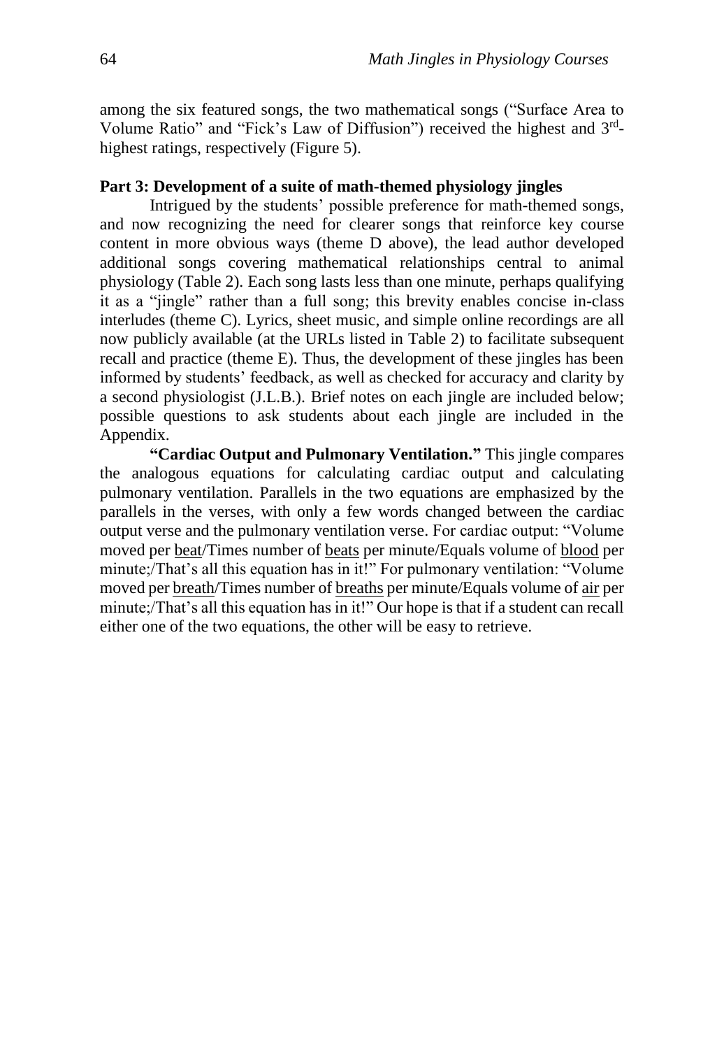among the six featured songs, the two mathematical songs ("Surface Area to Volume Ratio" and "Fick's Law of Diffusion") received the highest and 3rd-highest ratings, respectively (Figure 5).

### Part 3: Development of a suite of math-themed physiology jingles

Intrigued by the students' possible preference for math-themed songs, and now recognizing the need for clearer songs that reinforce key course content in more obvious ways (theme D above), the lead author developed additional songs covering mathematical relationships central to animal physiology (Table 2). Each song lasts less than one minute, perhaps qualifying it as a "jingle" rather than a full song; this brevity enables concise in-class interludes (theme C). Lyrics, sheet music, and simple online recordings are all now publicly available (at the URLs listed in Table 2) to facilitate subsequent recall and practice (theme E). Thus, the development of these jingles has been informed by students' feedback, as well as checked for accuracy and clarity by a second physiologist (J.L.B.). Brief notes on each jingle are included below; possible questions to ask students about each jingle are included in the Appendix.

**"Cardiac Output and Pulmonary Ventilation."** This jingle compares the analogous equations for calculating cardiac output and calculating pulmonary ventilation. Parallels in the two equations are emphasized by the parallels in the verses, with only a few words changed between the cardiac output verse and the pulmonary ventilation verse. For cardiac output: "Volume moved per <u>beat</u>/Times number of <u>beats</u> per minute/Equals volume of <u>blood</u> per minute;/That's all this equation has in it!" For pulmonary ventilation: "Volume moved per <u>breath</u>/Times number of <u>breaths</u> per minute/Equals volume of <u>air</u> per minute;/That's all this equation has in it!" Our hope is that if a student can recall either one of the two equations, the other will be easy to retrieve.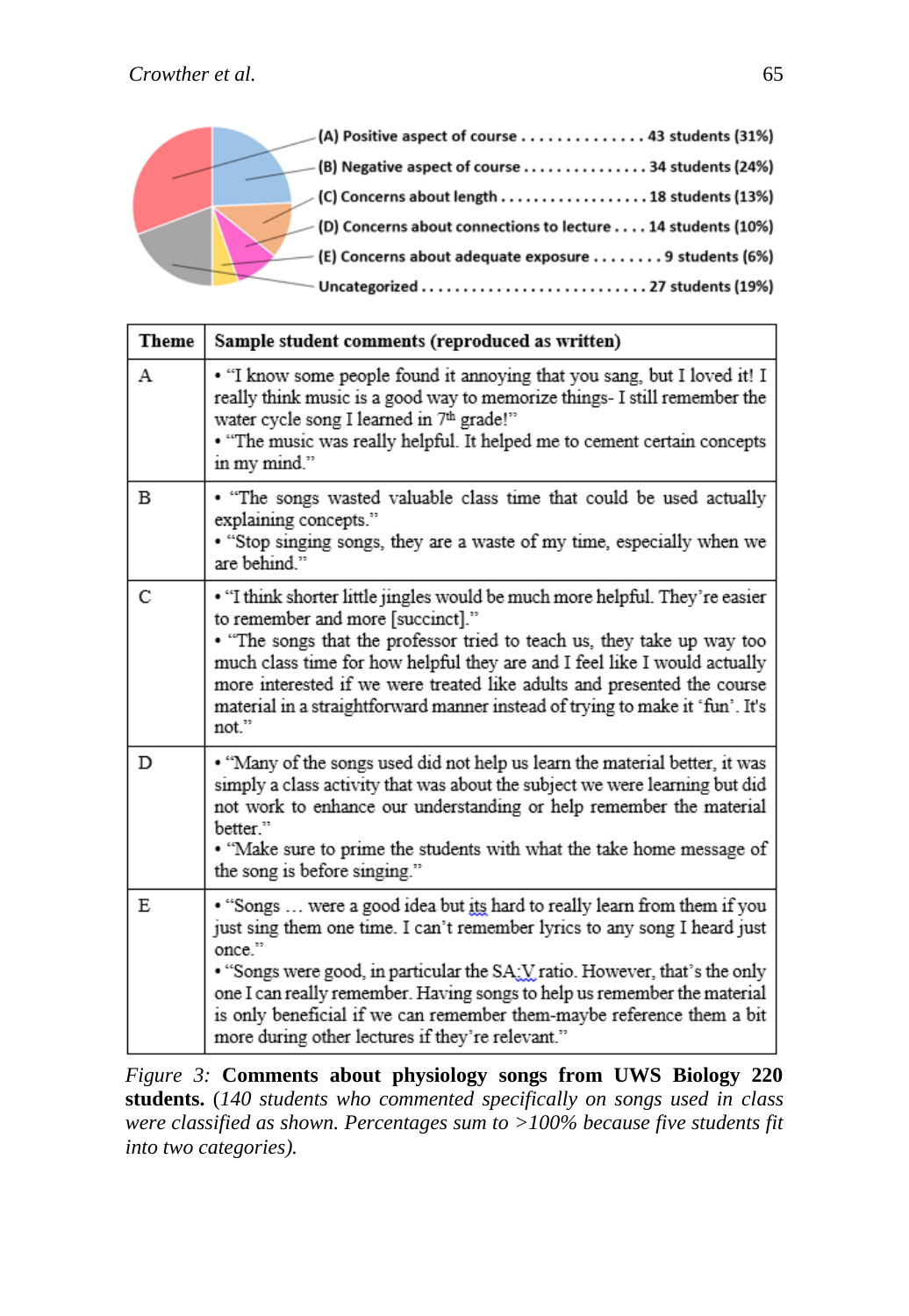(A) Positive aspect of course . . . . . . . . . . . . . . 43 students (31%)
(B) Negative aspect of course . . . . . . . . . . . . . . 34 students (24%)
(C) Concerns about length . . . . . . . . . . . . . . . . . 18 students (13%)
(D) Concerns about connections to lecture . . . . 14 students (10%)
(E) Concerns about adequate exposure . . . . . . . . 9 students (6%)
Uncategorized . . . . . . . . . . . . . . . . . . . . . . . . . . 27 students (19%)

| Theme | Sample student comments (reproduced as written) |
|---|---|
| A | • "I know some people found it annoying that you sang, but I loved it! I really think music is a good way to memorize things- I still remember the water cycle song I learned in 7th grade!"<br>• "The music was really helpful. It helped me to cement certain concepts in my mind." |
| B | • "The songs wasted valuable class time that could be used actually explaining concepts."<br>• "Stop singing songs, they are a waste of my time, especially when we are behind." |
| C | • "I think shorter little jingles would be much more helpful. They're easier to remember and more [succinct]."<br>• "The songs that the professor tried to teach us, they take up way too much class time for how helpful they are and I feel like I would actually more interested if we were treated like adults and presented the course material in a straightforward manner instead of trying to make it 'fun'. It's not." |
| D | • "Many of the songs used did not help us learn the material better, it was simply a class activity that was about the subject we were learning but did not work to enhance our understanding or help remember the material better."<br>• "Make sure to prime the students with what the take home message of the song is before singing." |
| E | • "Songs … were a good idea but its hard to really learn from them if you just sing them one time. I can't remember lyrics to any song I heard just once."<br>• "Songs were good, in particular the SA:V ratio. However, that's the only one I can really remember. Having songs to help us remember the material is only beneficial if we can remember them-maybe reference them a bit more during other lectures if they're relevant." |

*Figure 3:* **Comments about physiology songs from UWS Biology 220 students.** (*140 students who commented specifically on songs used in class were classified as shown. Percentages sum to >100% because five students fit into two categories).*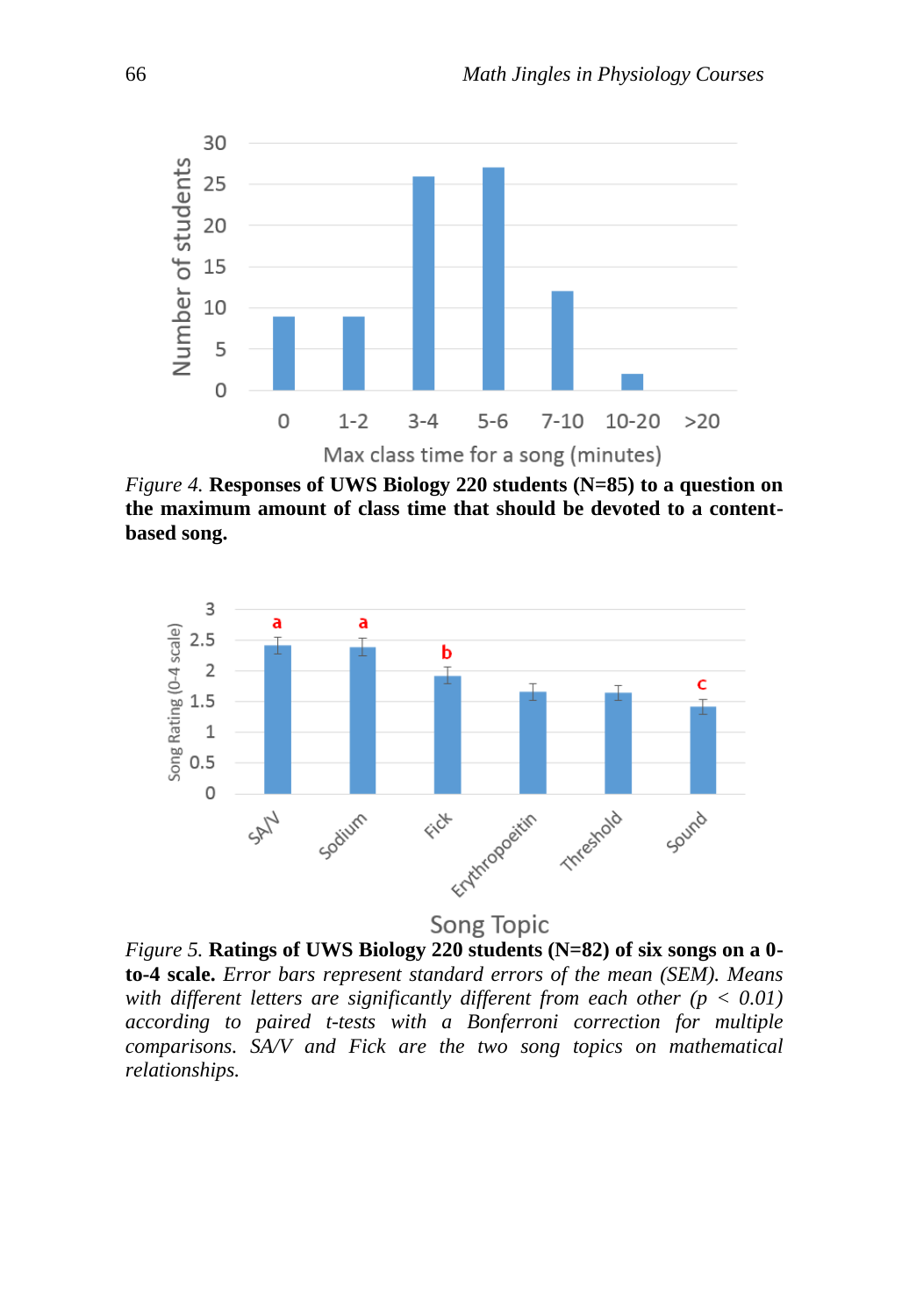*Figure 4.* **Responses of UWS Biology 220 students (N=85) to a question on the maximum amount of class time that should be devoted to a content-based song.**

*Figure 5.* **Ratings of UWS Biology 220 students (N=82) of six songs on a 0-to-4 scale.** *Error bars represent standard errors of the mean (SEM). Means with different letters are significantly different from each other ($p < 0.01$) according to paired t-tests with a Bonferroni correction for multiple comparisons. SA/V and Fick are the two song topics on mathematical relationships.*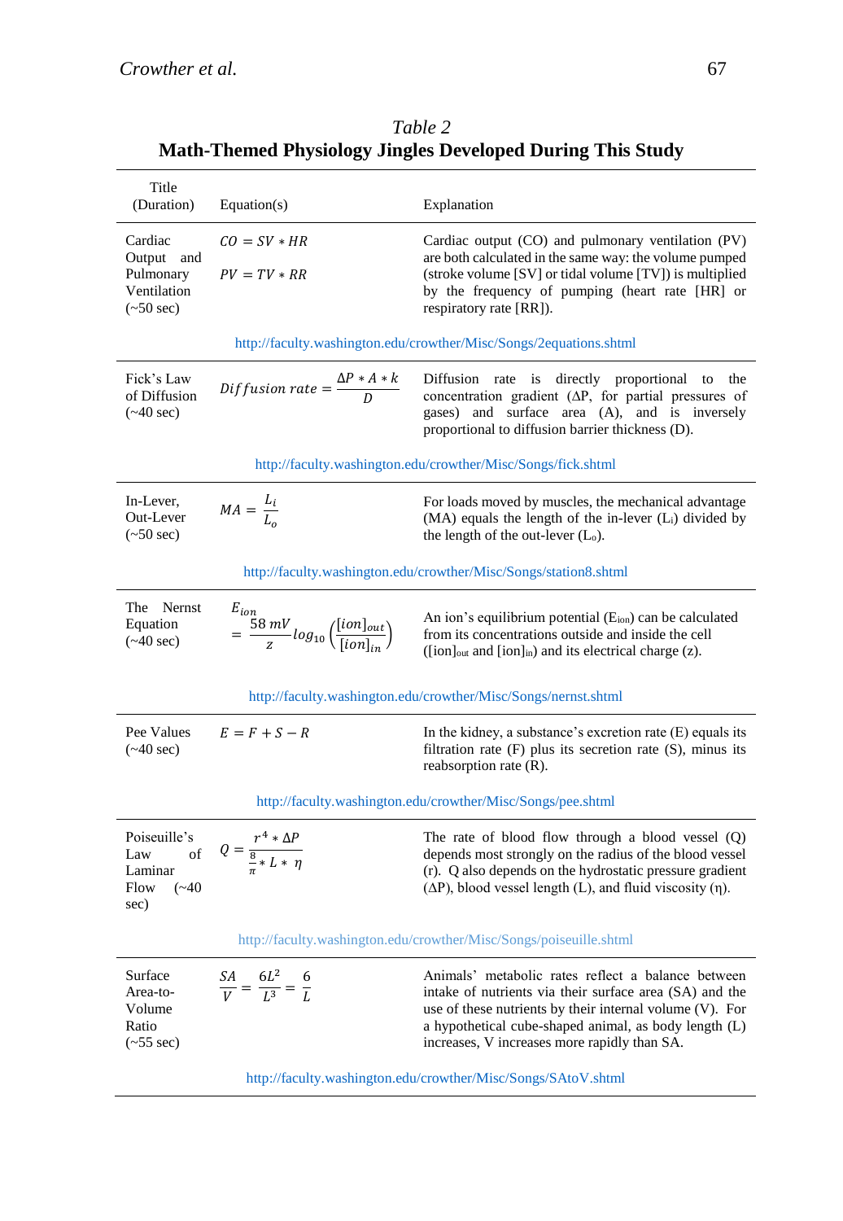*Table 2*

**Math-Themed Physiology Jingles Developed During This Study**

| Title (Duration) | Equation(s) | Explanation |
|---|---|---|
| Cardiac Output and Pulmonary Ventilation (~50 sec) | $CO = SV * HR$<br>$PV = TV * RR$ | Cardiac output (CO) and pulmonary ventilation (PV) are both calculated in the same way: the volume pumped (stroke volume [SV] or tidal volume [TV]) is multiplied by the frequency of pumping (heart rate [HR] or respiratory rate [RR]). |
| | http://faculty.washington.edu/crowther/Misc/Songs/2equations.shtml | |
| Fick's Law of Diffusion (~40 sec) | $Diffusion\ rate = \frac{\Delta P * A * k}{D}$ | Diffusion rate is directly proportional to the concentration gradient (ΔP, for partial pressures of gases) and surface area (A), and is inversely proportional to diffusion barrier thickness (D). |
| | http://faculty.washington.edu/crowther/Misc/Songs/fick.shtml | |
| In-Lever, Out-Lever (~50 sec) | $MA = \frac{L_i}{L_o}$ | For loads moved by muscles, the mechanical advantage (MA) equals the length of the in-lever ($L_i$) divided by the length of the out-lever ($L_o$). |
| | http://faculty.washington.edu/crowther/Misc/Songs/station8.shtml | |
| The Nernst Equation (~40 sec) | $E_{ion} = \frac{58\ mV}{z} log_{10}\left(\frac{[ion]_{out}}{[ion]_{in}}\right)$ | An ion's equilibrium potential ($E_{ion}$) can be calculated from its concentrations outside and inside the cell ($[ion]_{out}$ and $[ion]_{in}$) and its electrical charge (z). |
| | http://faculty.washington.edu/crowther/Misc/Songs/nernst.shtml | |
| Pee Values (~40 sec) | $E = F + S - R$ | In the kidney, a substance's excretion rate (E) equals its filtration rate (F) plus its secretion rate (S), minus its reabsorption rate (R). |
| | http://faculty.washington.edu/crowther/Misc/Songs/pee.shtml | |
| Poiseuille's Law of Laminar Flow (~40 sec) | $Q = \frac{r^4 * \Delta P}{\frac{8}{\pi} * L * \eta}$ | The rate of blood flow through a blood vessel (Q) depends most strongly on the radius of the blood vessel (r). Q also depends on the hydrostatic pressure gradient (ΔP), blood vessel length (L), and fluid viscosity (η). |
| | http://faculty.washington.edu/crowther/Misc/Songs/poiseuille.shtml | |
| Surface Area-to-Volume Ratio (~55 sec) | $\frac{SA}{V} = \frac{6L^2}{L^3} = \frac{6}{L}$ | Animals' metabolic rates reflect a balance between intake of nutrients via their surface area (SA) and the use of these nutrients by their internal volume (V). For a hypothetical cube-shaped animal, as body length (L) increases, V increases more rapidly than SA. |
| | http://faculty.washington.edu/crowther/Misc/Songs/SAtoV.shtml | |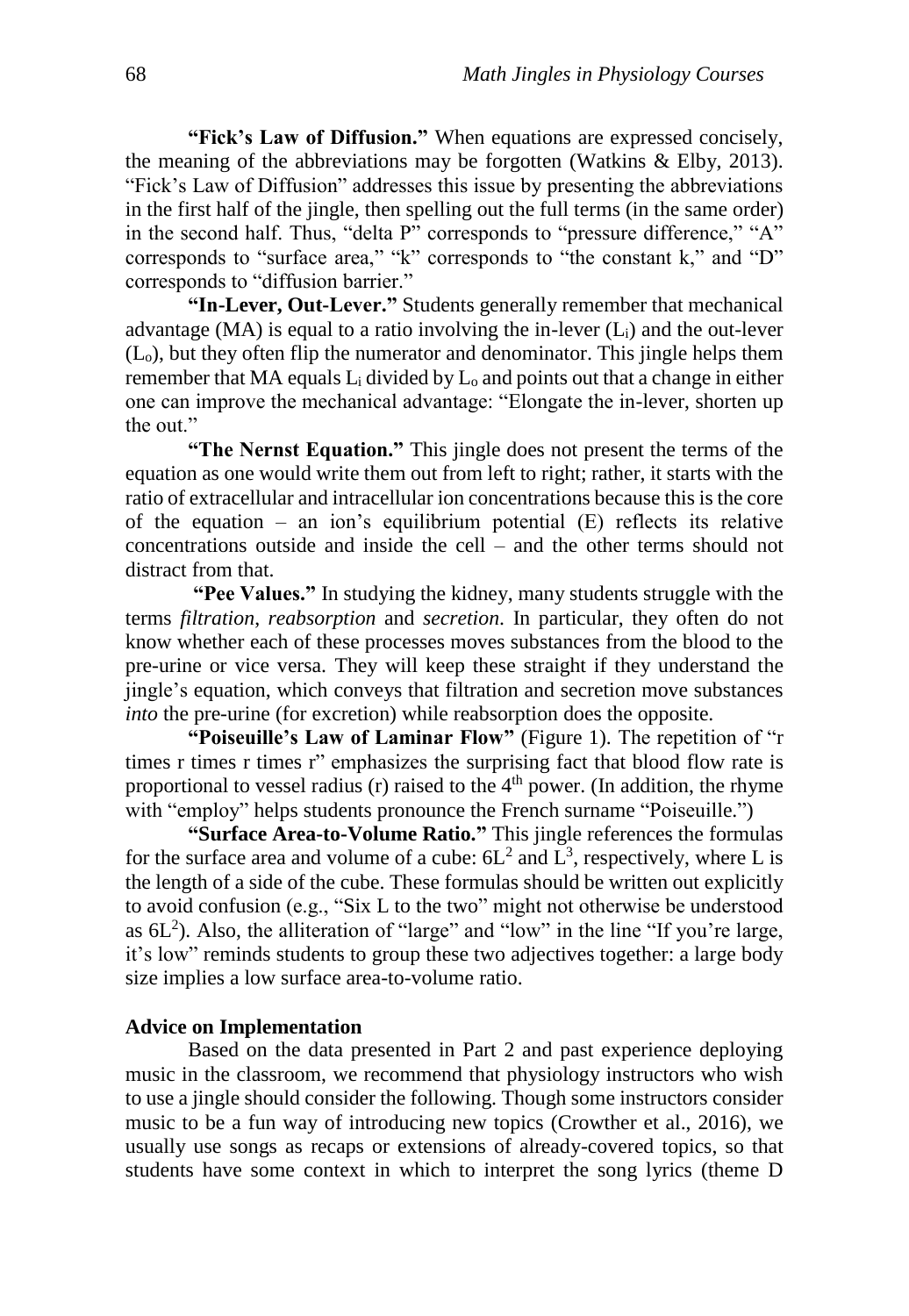**"Fick's Law of Diffusion."** When equations are expressed concisely, the meaning of the abbreviations may be forgotten (Watkins & Elby, 2013). "Fick's Law of Diffusion" addresses this issue by presenting the abbreviations in the first half of the jingle, then spelling out the full terms (in the same order) in the second half. Thus, "delta P" corresponds to "pressure difference," "A" corresponds to "surface area," "k" corresponds to "the constant k," and "D" corresponds to "diffusion barrier."

**"In-Lever, Out-Lever."** Students generally remember that mechanical advantage (MA) is equal to a ratio involving the in-lever ($L_i$) and the out-lever ($L_o$), but they often flip the numerator and denominator. This jingle helps them remember that MA equals $L_i$ divided by $L_o$ and points out that a change in either one can improve the mechanical advantage: "Elongate the in-lever, shorten up the out."

**"The Nernst Equation."** This jingle does not present the terms of the equation as one would write them out from left to right; rather, it starts with the ratio of extracellular and intracellular ion concentrations because this is the core of the equation – an ion's equilibrium potential (E) reflects its relative concentrations outside and inside the cell – and the other terms should not distract from that.

**"Pee Values."** In studying the kidney, many students struggle with the terms *filtration*, *reabsorption* and *secretion*. In particular, they often do not know whether each of these processes moves substances from the blood to the pre-urine or vice versa. They will keep these straight if they understand the jingle's equation, which conveys that filtration and secretion move substances *into* the pre-urine (for excretion) while reabsorption does the opposite.

**"Poiseuille's Law of Laminar Flow"** (Figure 1). The repetition of "r times r times r times r" emphasizes the surprising fact that blood flow rate is proportional to vessel radius (r) raised to the $4^{th}$ power. (In addition, the rhyme with "employ" helps students pronounce the French surname "Poiseuille.")

**"Surface Area-to-Volume Ratio."** This jingle references the formulas for the surface area and volume of a cube: $6L^2$ and $L^3$, respectively, where L is the length of a side of the cube. These formulas should be written out explicitly to avoid confusion (e.g., "Six L to the two" might not otherwise be understood as $6L^2$). Also, the alliteration of "large" and "low" in the line "If you're large, it's low" reminds students to group these two adjectives together: a large body size implies a low surface area-to-volume ratio.

## Advice on Implementation

Based on the data presented in Part 2 and past experience deploying music in the classroom, we recommend that physiology instructors who wish to use a jingle should consider the following. Though some instructors consider music to be a fun way of introducing new topics (Crowther et al., 2016), we usually use songs as recaps or extensions of already-covered topics, so that students have some context in which to interpret the song lyrics (theme D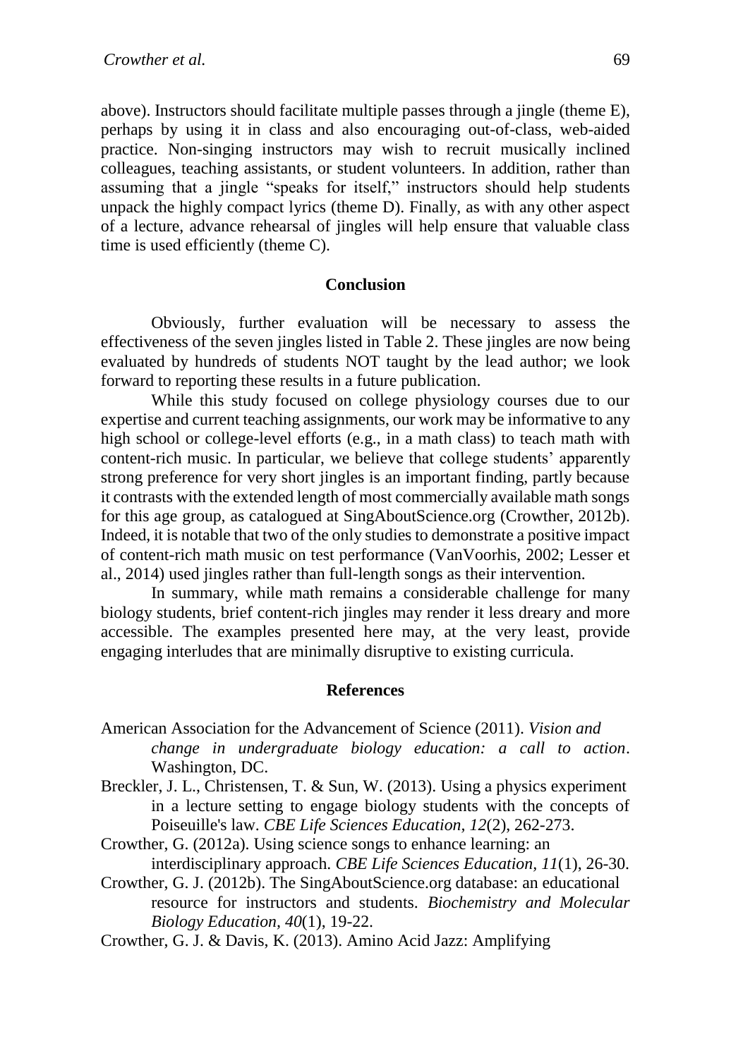above). Instructors should facilitate multiple passes through a jingle (theme E), perhaps by using it in class and also encouraging out-of-class, web-aided practice. Non-singing instructors may wish to recruit musically inclined colleagues, teaching assistants, or student volunteers. In addition, rather than assuming that a jingle "speaks for itself," instructors should help students unpack the highly compact lyrics (theme D). Finally, as with any other aspect of a lecture, advance rehearsal of jingles will help ensure that valuable class time is used efficiently (theme C).

## Conclusion

Obviously, further evaluation will be necessary to assess the effectiveness of the seven jingles listed in Table 2. These jingles are now being evaluated by hundreds of students NOT taught by the lead author; we look forward to reporting these results in a future publication.

While this study focused on college physiology courses due to our expertise and current teaching assignments, our work may be informative to any high school or college-level efforts (e.g., in a math class) to teach math with content-rich music. In particular, we believe that college students' apparently strong preference for very short jingles is an important finding, partly because it contrasts with the extended length of most commercially available math songs for this age group, as catalogued at SingAboutScience.org (Crowther, 2012b). Indeed, it is notable that two of the only studies to demonstrate a positive impact of content-rich math music on test performance (VanVoorhis, 2002; Lesser et al., 2014) used jingles rather than full-length songs as their intervention.

In summary, while math remains a considerable challenge for many biology students, brief content-rich jingles may render it less dreary and more accessible. The examples presented here may, at the very least, provide engaging interludes that are minimally disruptive to existing curricula.

## References

American Association for the Advancement of Science (2011). *Vision and change in undergraduate biology education: a call to action*. Washington, DC.

Breckler, J. L., Christensen, T. & Sun, W. (2013). Using a physics experiment in a lecture setting to engage biology students with the concepts of Poiseuille's law. *CBE Life Sciences Education*, *12*(2), 262-273.

Crowther, G. (2012a). Using science songs to enhance learning: an interdisciplinary approach. *CBE Life Sciences Education*, *11*(1), 26-30.

Crowther, G. J. (2012b). The SingAboutScience.org database: an educational resource for instructors and students. *Biochemistry and Molecular Biology Education*, *40*(1), 19-22.

Crowther, G. J. & Davis, K. (2013). Amino Acid Jazz: Amplifying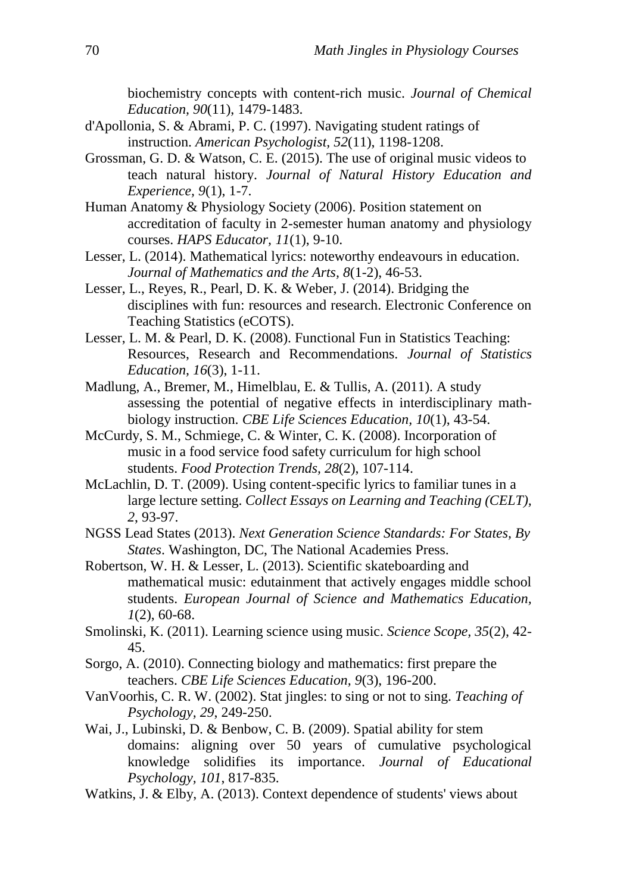biochemistry concepts with content-rich music. *Journal of Chemical Education*, *90*(11), 1479-1483.

d'Apollonia, S. & Abrami, P. C. (1997). Navigating student ratings of instruction. *American Psychologist*, *52*(11), 1198-1208.

Grossman, G. D. & Watson, C. E. (2015). The use of original music videos to teach natural history. *Journal of Natural History Education and Experience*, *9*(1), 1-7.

Human Anatomy & Physiology Society (2006). Position statement on accreditation of faculty in 2-semester human anatomy and physiology courses. *HAPS Educator*, *11*(1), 9-10.

Lesser, L. (2014). Mathematical lyrics: noteworthy endeavours in education. *Journal of Mathematics and the Arts*, *8*(1-2), 46-53.

Lesser, L., Reyes, R., Pearl, D. K. & Weber, J. (2014). Bridging the disciplines with fun: resources and research. Electronic Conference on Teaching Statistics (eCOTS).

Lesser, L. M. & Pearl, D. K. (2008). Functional Fun in Statistics Teaching: Resources, Research and Recommendations. *Journal of Statistics Education*, *16*(3), 1-11.

Madlung, A., Bremer, M., Himelblau, E. & Tullis, A. (2011). A study assessing the potential of negative effects in interdisciplinary math-biology instruction. *CBE Life Sciences Education*, *10*(1), 43-54.

McCurdy, S. M., Schmiege, C. & Winter, C. K. (2008). Incorporation of music in a food service food safety curriculum for high school students. *Food Protection Trends*, *28*(2), 107-114.

McLachlin, D. T. (2009). Using content-specific lyrics to familiar tunes in a large lecture setting. *Collect Essays on Learning and Teaching (CELT)*, *2*, 93-97.

NGSS Lead States (2013). *Next Generation Science Standards: For States, By States*. Washington, DC, The National Academies Press.

Robertson, W. H. & Lesser, L. (2013). Scientific skateboarding and mathematical music: edutainment that actively engages middle school students. *European Journal of Science and Mathematics Education*, *1*(2), 60-68.

Smolinski, K. (2011). Learning science using music. *Science Scope*, *35*(2), 42-45.

Sorgo, A. (2010). Connecting biology and mathematics: first prepare the teachers. *CBE Life Sciences Education*, *9*(3), 196-200.

VanVoorhis, C. R. W. (2002). Stat jingles: to sing or not to sing. *Teaching of Psychology*, *29*, 249-250.

Wai, J., Lubinski, D. & Benbow, C. B. (2009). Spatial ability for stem domains: aligning over 50 years of cumulative psychological knowledge solidifies its importance. *Journal of Educational Psychology*, *101*, 817-835.

Watkins, J. & Elby, A. (2013). Context dependence of students' views about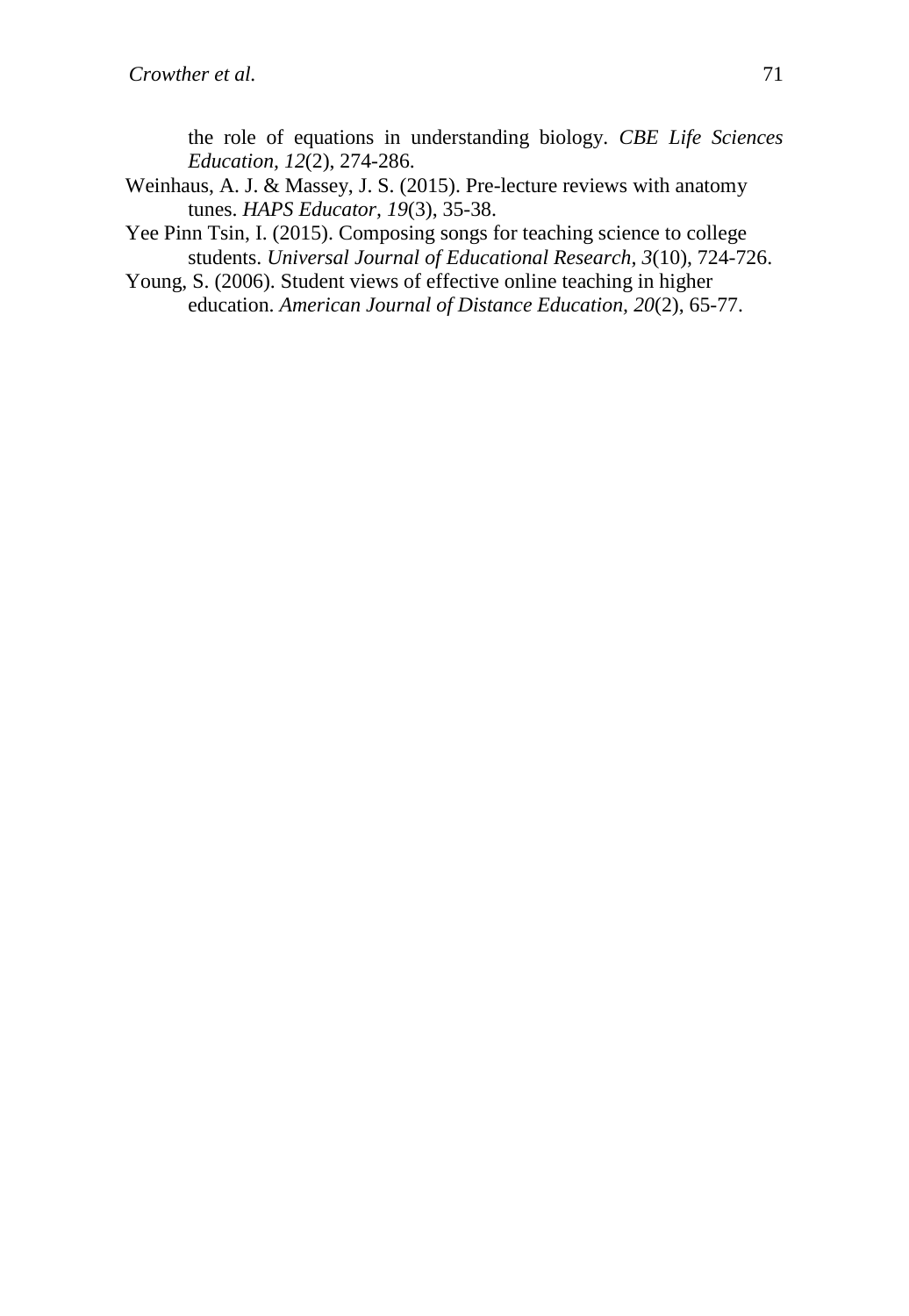the role of equations in understanding biology. *CBE Life Sciences Education*, *12*(2), 274-286.

Weinhaus, A. J. & Massey, J. S. (2015). Pre-lecture reviews with anatomy tunes. *HAPS Educator*, *19*(3), 35-38.

Yee Pinn Tsin, I. (2015). Composing songs for teaching science to college students. *Universal Journal of Educational Research*, *3*(10), 724-726.

Young, S. (2006). Student views of effective online teaching in higher education. *American Journal of Distance Education*, *20*(2), 65-77.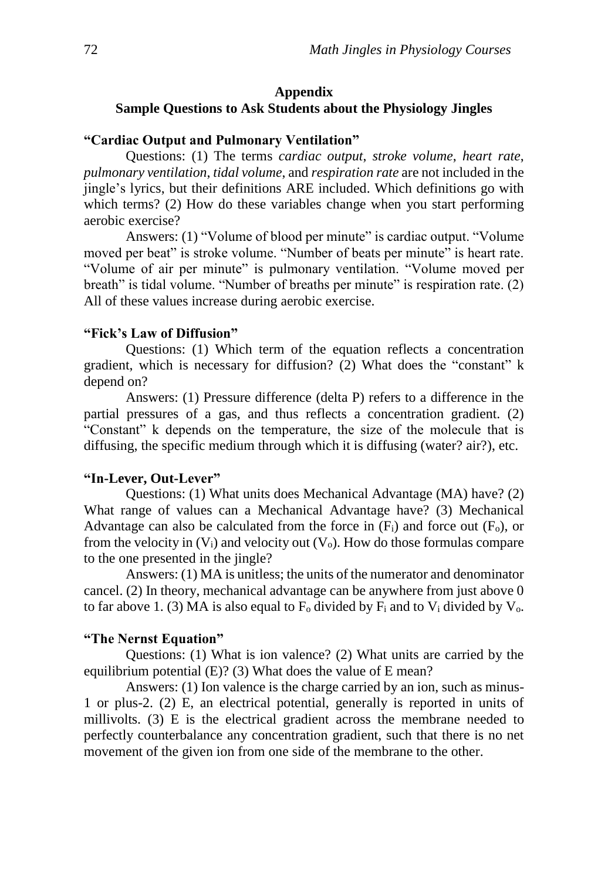## Appendix

## Sample Questions to Ask Students about the Physiology Jingles

### "Cardiac Output and Pulmonary Ventilation"

Questions: (1) The terms *cardiac output*, *stroke volume*, *heart rate*, *pulmonary ventilation*, *tidal volume*, and *respiration rate* are not included in the jingle's lyrics, but their definitions ARE included. Which definitions go with which terms? (2) How do these variables change when you start performing aerobic exercise?

Answers: (1) "Volume of blood per minute" is cardiac output. "Volume moved per beat" is stroke volume. "Number of beats per minute" is heart rate. "Volume of air per minute" is pulmonary ventilation. "Volume moved per breath" is tidal volume. "Number of breaths per minute" is respiration rate. (2) All of these values increase during aerobic exercise.

### "Fick's Law of Diffusion"

Questions: (1) Which term of the equation reflects a concentration gradient, which is necessary for diffusion? (2) What does the "constant" k depend on?

Answers: (1) Pressure difference (delta P) refers to a difference in the partial pressures of a gas, and thus reflects a concentration gradient. (2) "Constant" k depends on the temperature, the size of the molecule that is diffusing, the specific medium through which it is diffusing (water? air?), etc.

### "In-Lever, Out-Lever"

Questions: (1) What units does Mechanical Advantage (MA) have? (2) What range of values can a Mechanical Advantage have? (3) Mechanical Advantage can also be calculated from the force in ($F_i$) and force out ($F_o$), or from the velocity in ($V_i$) and velocity out ($V_o$). How do those formulas compare to the one presented in the jingle?

Answers: (1) MA is unitless; the units of the numerator and denominator cancel. (2) In theory, mechanical advantage can be anywhere from just above 0 to far above 1. (3) MA is also equal to $F_o$ divided by $F_i$ and to $V_i$ divided by $V_o$.

### "The Nernst Equation"

Questions: (1) What is ion valence? (2) What units are carried by the equilibrium potential (E)? (3) What does the value of E mean?

Answers: (1) Ion valence is the charge carried by an ion, such as minus-1 or plus-2. (2) E, an electrical potential, generally is reported in units of millivolts. (3) E is the electrical gradient across the membrane needed to perfectly counterbalance any concentration gradient, such that there is no net movement of the given ion from one side of the membrane to the other.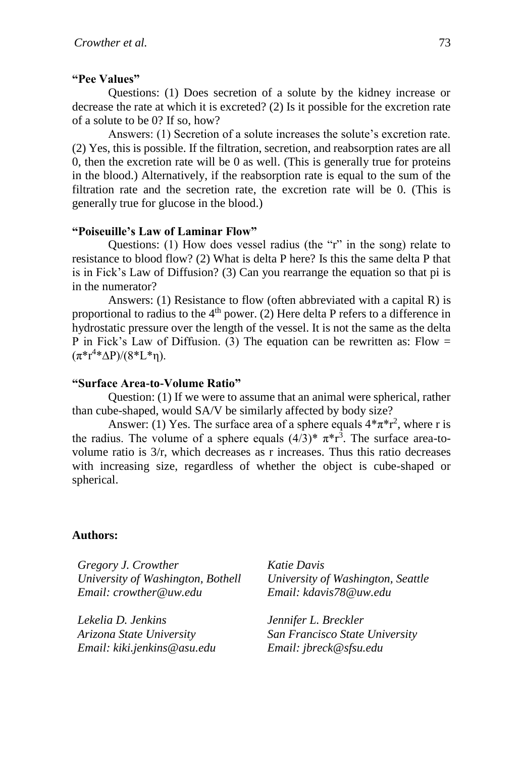**"Pee Values"**

Questions: (1) Does secretion of a solute by the kidney increase or decrease the rate at which it is excreted? (2) Is it possible for the excretion rate of a solute to be 0? If so, how?

Answers: (1) Secretion of a solute increases the solute's excretion rate. (2) Yes, this is possible. If the filtration, secretion, and reabsorption rates are all 0, then the excretion rate will be 0 as well. (This is generally true for proteins in the blood.) Alternatively, if the reabsorption rate is equal to the sum of the filtration rate and the secretion rate, the excretion rate will be 0. (This is generally true for glucose in the blood.)

**"Poiseuille's Law of Laminar Flow"**

Questions: (1) How does vessel radius (the "r" in the song) relate to resistance to blood flow? (2) What is delta P here? Is this the same delta P that is in Fick's Law of Diffusion? (3) Can you rearrange the equation so that pi is in the numerator?

Answers: (1) Resistance to flow (often abbreviated with a capital R) is proportional to radius to the $4^{th}$ power. (2) Here delta P refers to a difference in hydrostatic pressure over the length of the vessel. It is not the same as the delta P in Fick's Law of Diffusion. (3) The equation can be rewritten as: Flow = $(\pi*r^4*\Delta P)/(8*L*\eta)$.

**"Surface Area-to-Volume Ratio"**

Question: (1) If we were to assume that an animal were spherical, rather than cube-shaped, would SA/V be similarly affected by body size?

Answer: (1) Yes. The surface area of a sphere equals $4*\pi*r^2$, where r is the radius. The volume of a sphere equals $(4/3)*\pi*r^3$. The surface area-to-volume ratio is 3/r, which decreases as r increases. Thus this ratio decreases with increasing size, regardless of whether the object is cube-shaped or spherical.

**Authors:**

*Gregory J. Crowther*
*University of Washington, Bothell*
*Email: crowther@uw.edu*

*Katie Davis*
*University of Washington, Seattle*
*Email: kdavis78@uw.edu*

*Lekelia D. Jenkins*
*Arizona State University*
*Email: kiki.jenkins@asu.edu*

*Jennifer L. Breckler*
*San Francisco State University*
*Email: jbreck@sfsu.edu*